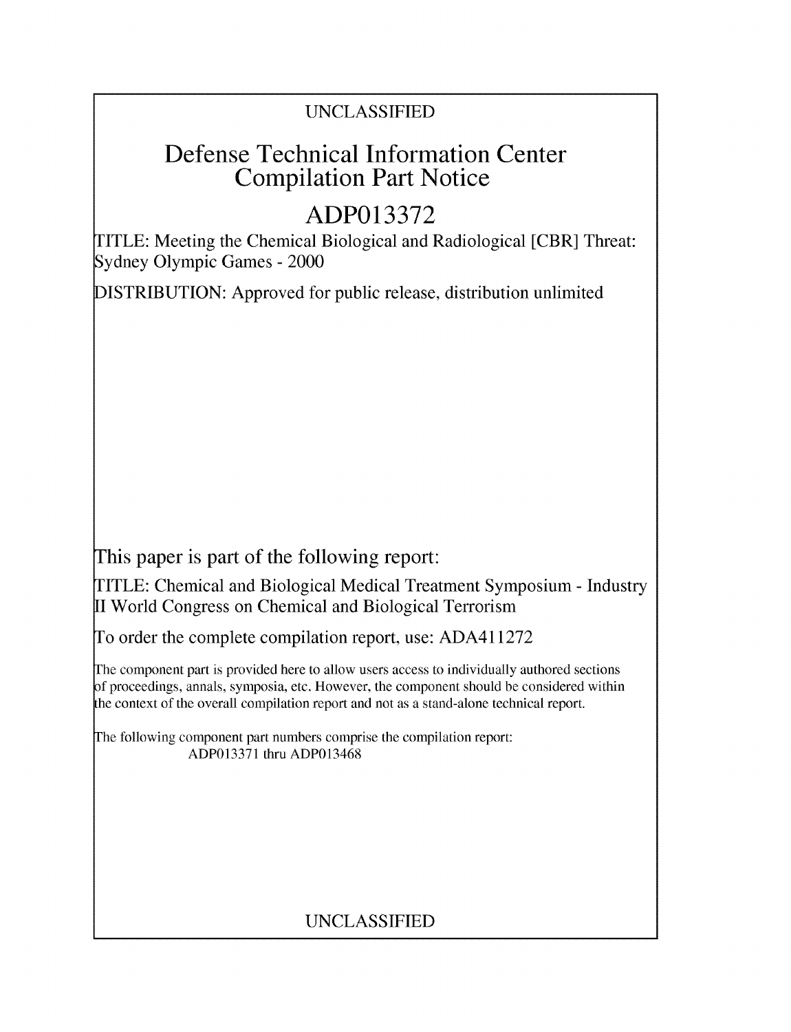UNCLASSIFIED

# Defense Technical Information Center Compilation Part Notice

## ADP013372

TITLE: Meeting the Chemical Biological and Radiological [CBR] Threat: Sydney Olympic Games - 2000

DISTRIBUTION: Approved for public release, distribution unlimited

This paper is part of the following report:

TITLE: Chemical and Biological Medical Treatment Symposium - Industry II World Congress on Chemical and Biological Terrorism

To order the complete compilation report, use: ADA411272

The component part is provided here to allow users access to individually authored sections of proceedings, annals, symposia, etc. However, the component should be considered within the context of the overall compilation report and not as a stand-alone technical report.

The following component part numbers comprise the compilation report:
ADP013371 thru ADP013468

UNCLASSIFIED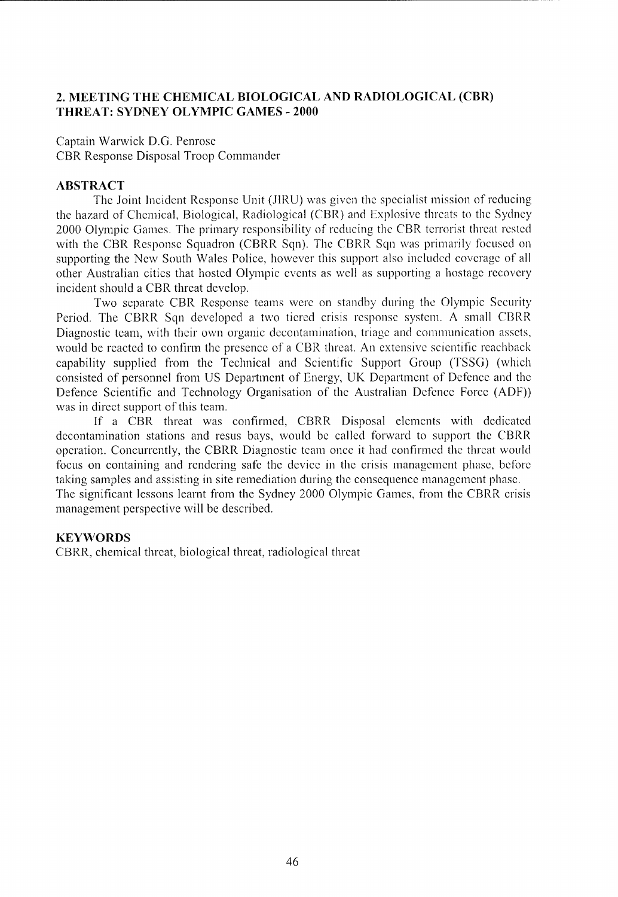## 2. MEETING THE CHEMICAL BIOLOGICAL AND RADIOLOGICAL (CBR) THREAT: SYDNEY OLYMPIC GAMES - 2000

Captain Warwick D.G. Penrose
CBR Response Disposal Troop Commander

### ABSTRACT

The Joint Incident Response Unit (JIRU) was given the specialist mission of reducing the hazard of Chemical, Biological, Radiological (CBR) and Explosive threats to the Sydney 2000 Olympic Games. The primary responsibility of reducing the CBR terrorist threat rested with the CBR Response Squadron (CBRR Sqn). The CBRR Sqn was primarily focused on supporting the New South Wales Police, however this support also included coverage of all other Australian cities that hosted Olympic events as well as supporting a hostage recovery incident should a CBR threat develop.

Two separate CBR Response teams were on standby during the Olympic Security Period. The CBRR Sqn developed a two tiered crisis response system. A small CBRR Diagnostic team, with their own organic decontamination, triage and communication assets, would be reacted to confirm the presence of a CBR threat. An extensive scientific reachback capability supplied from the Technical and Scientific Support Group (TSSG) (which consisted of personnel from US Department of Energy, UK Department of Defence and the Defence Scientific and Technology Organisation of the Australian Defence Force (ADF)) was in direct support of this team.

If a CBR threat was confirmed, CBRR Disposal elements with dedicated decontamination stations and resus bays, would be called forward to support the CBRR operation. Concurrently, the CBRR Diagnostic team once it had confirmed the threat would focus on containing and rendering safe the device in the crisis management phase, before taking samples and assisting in site remediation during the consequence management phase.
The significant lessons learnt from the Sydney 2000 Olympic Games, from the CBRR crisis management perspective will be described.

### KEYWORDS

CBRR, chemical threat, biological threat, radiological threat